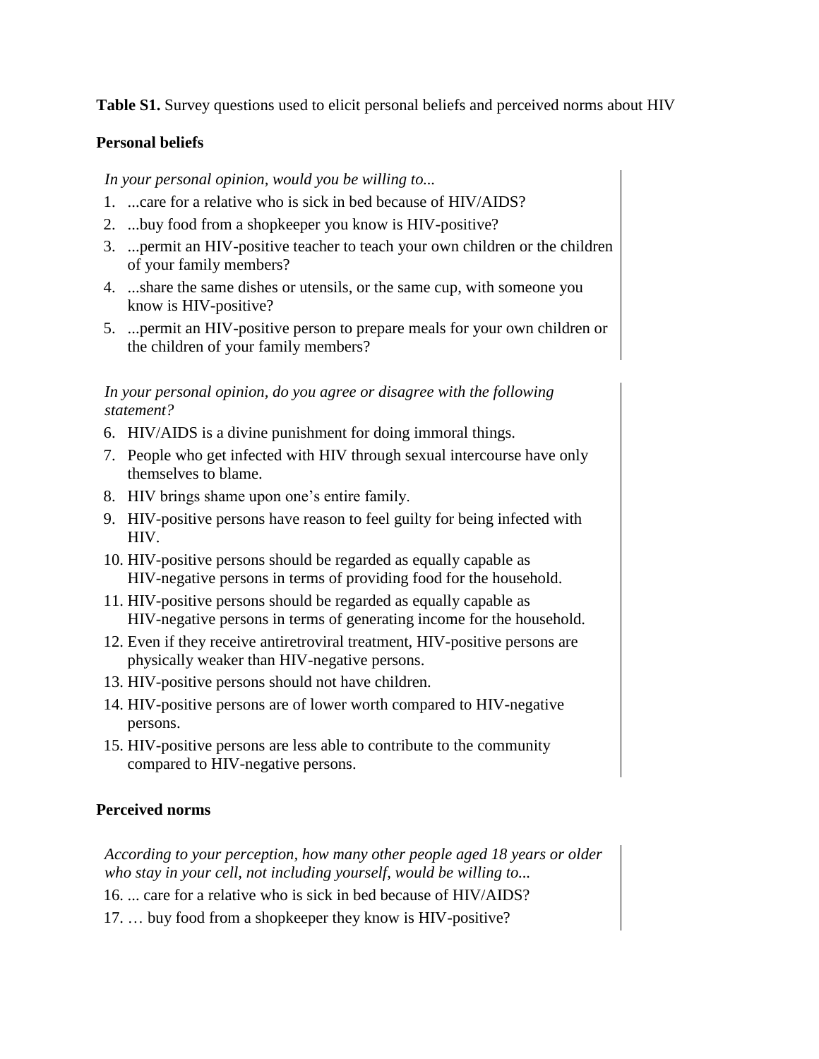**Table S1.** Survey questions used to elicit personal beliefs and perceived norms about HIV

**Personal beliefs**

*In your personal opinion, would you be willing to...*

1. ...care for a relative who is sick in bed because of HIV/AIDS?
2. ...buy food from a shopkeeper you know is HIV-positive?
3. ...permit an HIV-positive teacher to teach your own children or the children of your family members?
4. ...share the same dishes or utensils, or the same cup, with someone you know is HIV-positive?
5. ...permit an HIV-positive person to prepare meals for your own children or the children of your family members?

*In your personal opinion, do you agree or disagree with the following statement?*

6. HIV/AIDS is a divine punishment for doing immoral things.
7. People who get infected with HIV through sexual intercourse have only themselves to blame.
8. HIV brings shame upon one's entire family.
9. HIV-positive persons have reason to feel guilty for being infected with HIV.
10. HIV-positive persons should be regarded as equally capable as HIV-negative persons in terms of providing food for the household.
11. HIV-positive persons should be regarded as equally capable as HIV-negative persons in terms of generating income for the household.
12. Even if they receive antiretroviral treatment, HIV-positive persons are physically weaker than HIV-negative persons.
13. HIV-positive persons should not have children.
14. HIV-positive persons are of lower worth compared to HIV-negative persons.
15. HIV-positive persons are less able to contribute to the community compared to HIV-negative persons.

**Perceived norms**

*According to your perception, how many other people aged 18 years or older who stay in your cell, not including yourself, would be willing to...*

16. ... care for a relative who is sick in bed because of HIV/AIDS?
17. … buy food from a shopkeeper they know is HIV-positive?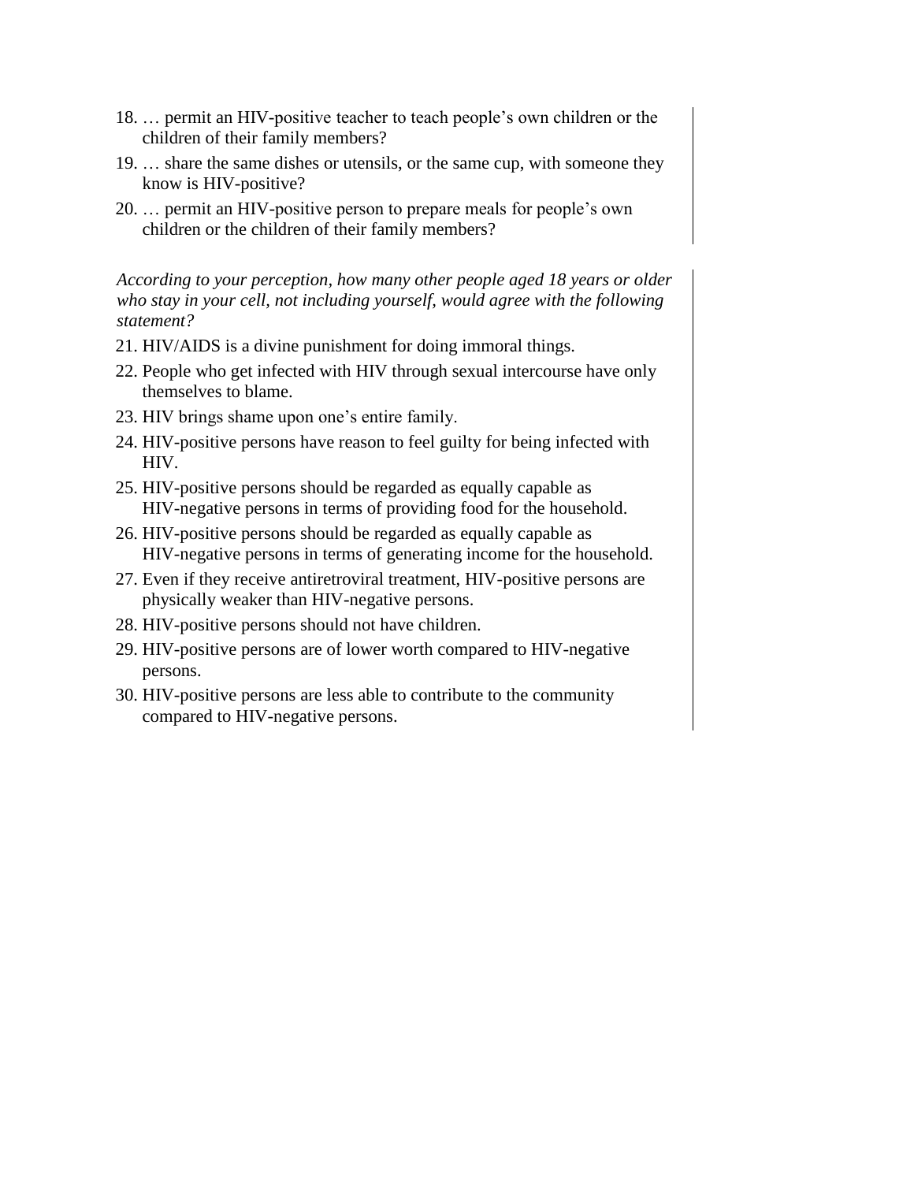18. … permit an HIV-positive teacher to teach people’s own children or the children of their family members?
19. … share the same dishes or utensils, or the same cup, with someone they know is HIV-positive?
20. … permit an HIV-positive person to prepare meals for people’s own children or the children of their family members?

*According to your perception, how many other people aged 18 years or older who stay in your cell, not including yourself, would agree with the following statement?*

21. HIV/AIDS is a divine punishment for doing immoral things.
22. People who get infected with HIV through sexual intercourse have only themselves to blame.
23. HIV brings shame upon one’s entire family.
24. HIV-positive persons have reason to feel guilty for being infected with HIV.
25. HIV-positive persons should be regarded as equally capable as HIV-negative persons in terms of providing food for the household.
26. HIV-positive persons should be regarded as equally capable as HIV-negative persons in terms of generating income for the household.
27. Even if they receive antiretroviral treatment, HIV-positive persons are physically weaker than HIV-negative persons.
28. HIV-positive persons should not have children.
29. HIV-positive persons are of lower worth compared to HIV-negative persons.
30. HIV-positive persons are less able to contribute to the community compared to HIV-negative persons.